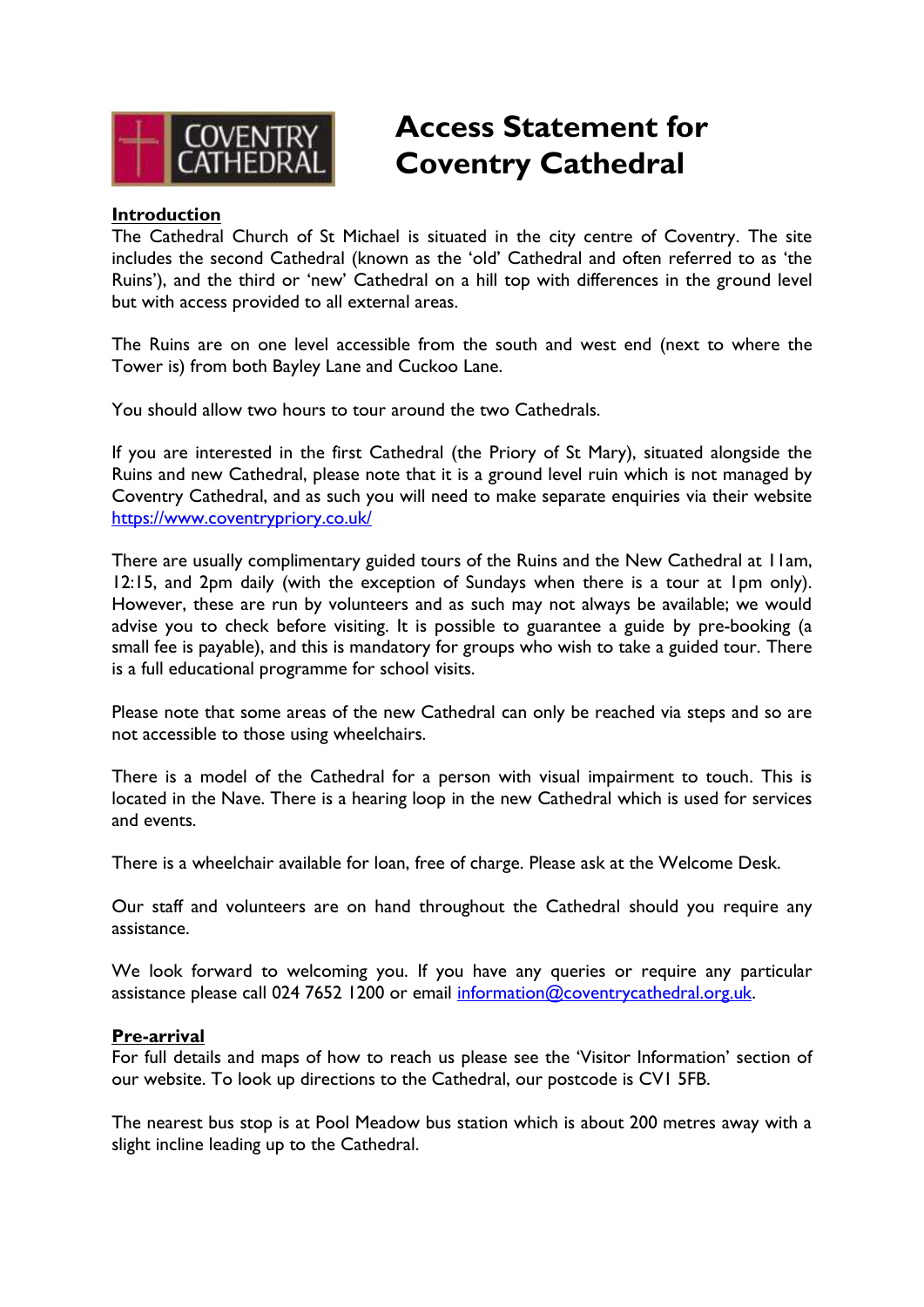# Access Statement for Coventry Cathedral

## Introduction

The Cathedral Church of St Michael is situated in the city centre of Coventry. The site includes the second Cathedral (known as the 'old' Cathedral and often referred to as 'the Ruins'), and the third or 'new' Cathedral on a hill top with differences in the ground level but with access provided to all external areas.

The Ruins are on one level accessible from the south and west end (next to where the Tower is) from both Bayley Lane and Cuckoo Lane.

You should allow two hours to tour around the two Cathedrals.

If you are interested in the first Cathedral (the Priory of St Mary), situated alongside the Ruins and new Cathedral, please note that it is a ground level ruin which is not managed by Coventry Cathedral, and as such you will need to make separate enquiries via their website https://www.coventrypriory.co.uk/

There are usually complimentary guided tours of the Ruins and the New Cathedral at 11am, 12:15, and 2pm daily (with the exception of Sundays when there is a tour at 1pm only). However, these are run by volunteers and as such may not always be available; we would advise you to check before visiting. It is possible to guarantee a guide by pre-booking (a small fee is payable), and this is mandatory for groups who wish to take a guided tour. There is a full educational programme for school visits.

Please note that some areas of the new Cathedral can only be reached via steps and so are not accessible to those using wheelchairs.

There is a model of the Cathedral for a person with visual impairment to touch. This is located in the Nave. There is a hearing loop in the new Cathedral which is used for services and events.

There is a wheelchair available for loan, free of charge. Please ask at the Welcome Desk.

Our staff and volunteers are on hand throughout the Cathedral should you require any assistance.

We look forward to welcoming you. If you have any queries or require any particular assistance please call 024 7652 1200 or email information@coventrycathedral.org.uk.

## Pre-arrival

For full details and maps of how to reach us please see the 'Visitor Information' section of our website. To look up directions to the Cathedral, our postcode is CV1 5FB.

The nearest bus stop is at Pool Meadow bus station which is about 200 metres away with a slight incline leading up to the Cathedral.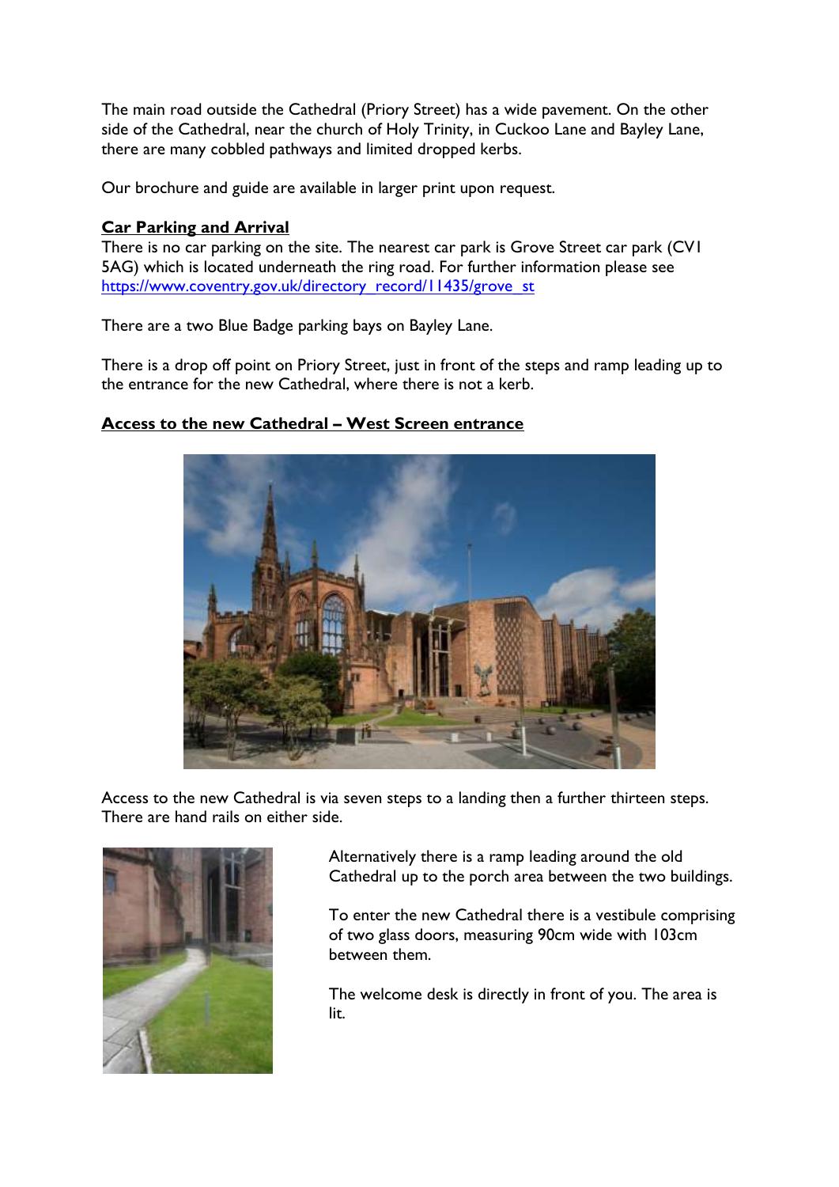The main road outside the Cathedral (Priory Street) has a wide pavement. On the other side of the Cathedral, near the church of Holy Trinity, in Cuckoo Lane and Bayley Lane, there are many cobbled pathways and limited dropped kerbs.

Our brochure and guide are available in larger print upon request.

**Car Parking and Arrival**

There is no car parking on the site. The nearest car park is Grove Street car park (CV1 5AG) which is located underneath the ring road. For further information please see https://www.coventry.gov.uk/directory_record/11435/grove_st

There are a two Blue Badge parking bays on Bayley Lane.

There is a drop off point on Priory Street, just in front of the steps and ramp leading up to the entrance for the new Cathedral, where there is not a kerb.

**Access to the new Cathedral – West Screen entrance**

Access to the new Cathedral is via seven steps to a landing then a further thirteen steps. There are hand rails on either side.

Alternatively there is a ramp leading around the old Cathedral up to the porch area between the two buildings.

To enter the new Cathedral there is a vestibule comprising of two glass doors, measuring 90cm wide with 103cm between them.

The welcome desk is directly in front of you. The area is lit.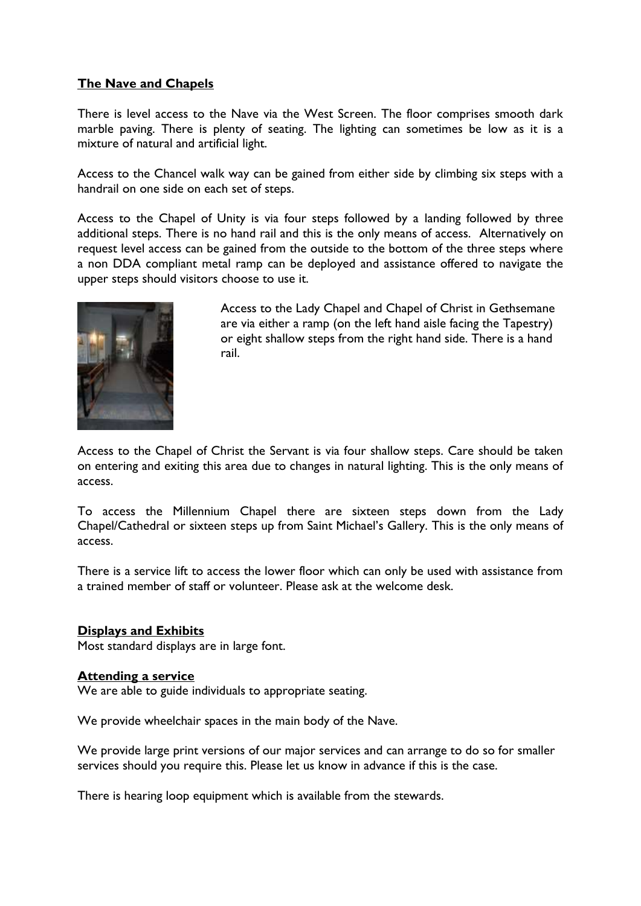## The Nave and Chapels

There is level access to the Nave via the West Screen. The floor comprises smooth dark marble paving. There is plenty of seating. The lighting can sometimes be low as it is a mixture of natural and artificial light.

Access to the Chancel walk way can be gained from either side by climbing six steps with a handrail on one side on each set of steps.

Access to the Chapel of Unity is via four steps followed by a landing followed by three additional steps. There is no hand rail and this is the only means of access. Alternatively on request level access can be gained from the outside to the bottom of the three steps where a non DDA compliant metal ramp can be deployed and assistance offered to navigate the upper steps should visitors choose to use it.

Access to the Lady Chapel and Chapel of Christ in Gethsemane are via either a ramp (on the left hand aisle facing the Tapestry) or eight shallow steps from the right hand side. There is a hand rail.

Access to the Chapel of Christ the Servant is via four shallow steps. Care should be taken on entering and exiting this area due to changes in natural lighting. This is the only means of access.

To access the Millennium Chapel there are sixteen steps down from the Lady Chapel/Cathedral or sixteen steps up from Saint Michael's Gallery. This is the only means of access.

There is a service lift to access the lower floor which can only be used with assistance from a trained member of staff or volunteer. Please ask at the welcome desk.

## Displays and Exhibits

Most standard displays are in large font.

## Attending a service

We are able to guide individuals to appropriate seating.

We provide wheelchair spaces in the main body of the Nave.

We provide large print versions of our major services and can arrange to do so for smaller services should you require this. Please let us know in advance if this is the case.

There is hearing loop equipment which is available from the stewards.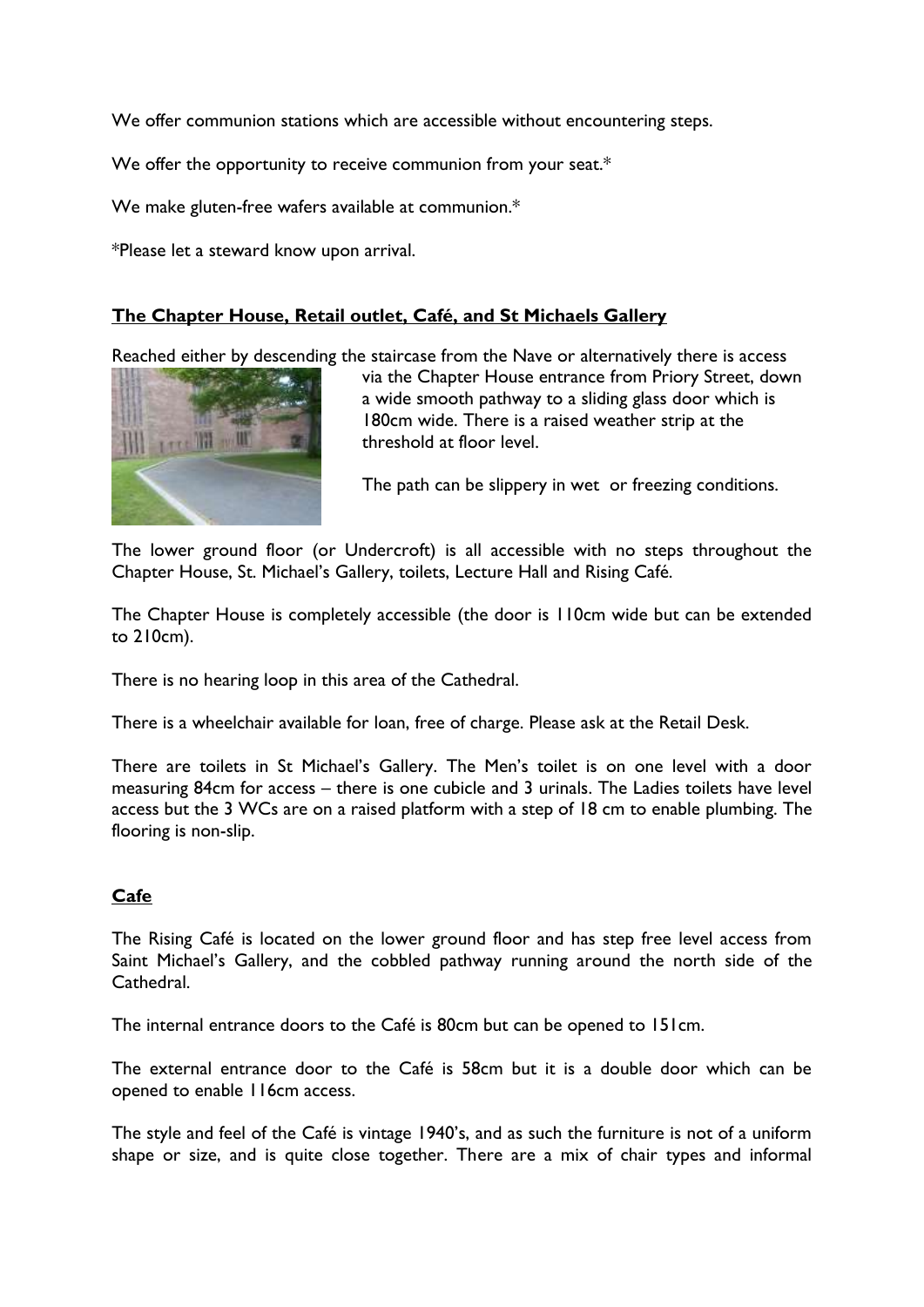We offer communion stations which are accessible without encountering steps.

We offer the opportunity to receive communion from your seat.*

We make gluten-free wafers available at communion.*

*Please let a steward know upon arrival.

## **The Chapter House, Retail outlet, Café, and St Michaels Gallery**

Reached either by descending the staircase from the Nave or alternatively there is access via the Chapter House entrance from Priory Street, down a wide smooth pathway to a sliding glass door which is 180cm wide. There is a raised weather strip at the threshold at floor level.

The path can be slippery in wet or freezing conditions.

The lower ground floor (or Undercroft) is all accessible with no steps throughout the Chapter House, St. Michael's Gallery, toilets, Lecture Hall and Rising Café.

The Chapter House is completely accessible (the door is 110cm wide but can be extended to 210cm).

There is no hearing loop in this area of the Cathedral.

There is a wheelchair available for loan, free of charge. Please ask at the Retail Desk.

There are toilets in St Michael's Gallery. The Men's toilet is on one level with a door measuring 84cm for access – there is one cubicle and 3 urinals. The Ladies toilets have level access but the 3 WCs are on a raised platform with a step of 18 cm to enable plumbing. The flooring is non-slip.

## **Cafe**

The Rising Café is located on the lower ground floor and has step free level access from Saint Michael's Gallery, and the cobbled pathway running around the north side of the Cathedral.

The internal entrance doors to the Café is 80cm but can be opened to 151cm.

The external entrance door to the Café is 58cm but it is a double door which can be opened to enable 116cm access.

The style and feel of the Café is vintage 1940's, and as such the furniture is not of a uniform shape or size, and is quite close together. There are a mix of chair types and informal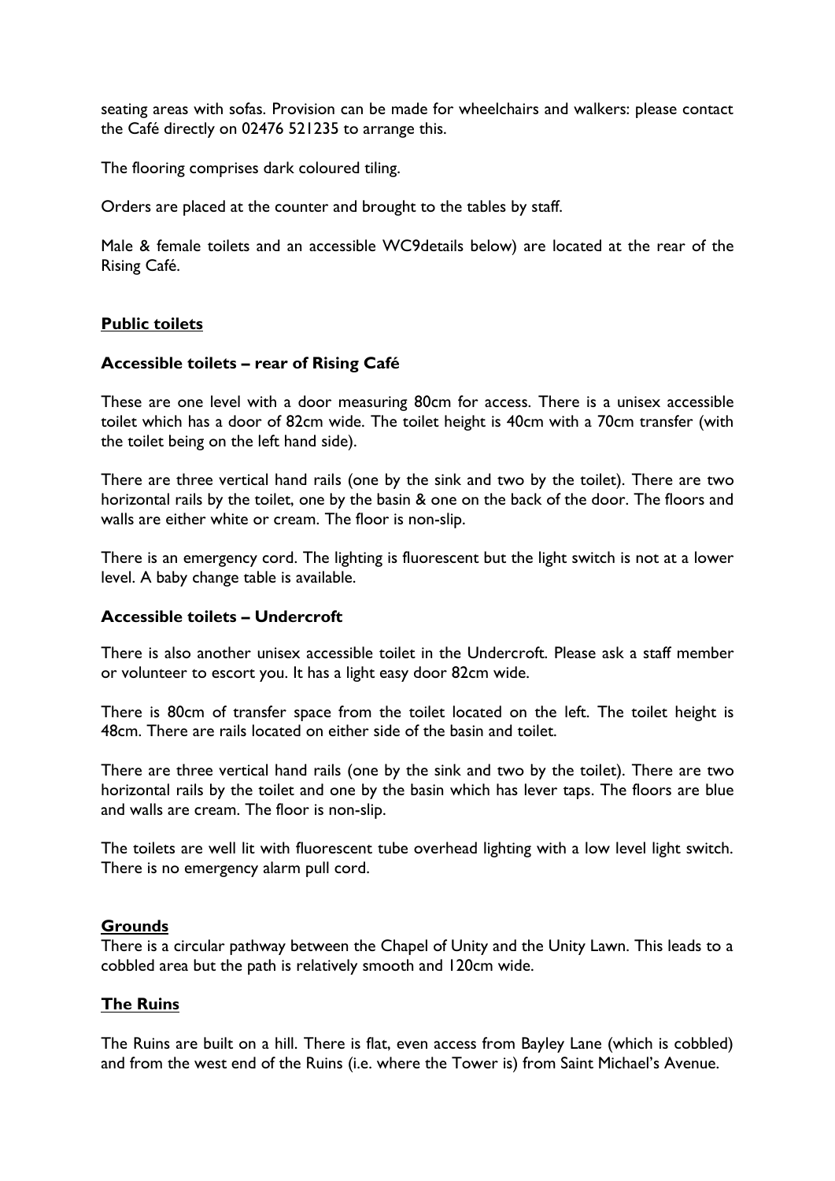seating areas with sofas. Provision can be made for wheelchairs and walkers: please contact the Café directly on 02476 521235 to arrange this.

The flooring comprises dark coloured tiling.

Orders are placed at the counter and brought to the tables by staff.

Male & female toilets and an accessible WC9details below) are located at the rear of the Rising Café.

## **Public toilets**

### Accessible toilets – rear of Rising Café

These are one level with a door measuring 80cm for access. There is a unisex accessible toilet which has a door of 82cm wide. The toilet height is 40cm with a 70cm transfer (with the toilet being on the left hand side).

There are three vertical hand rails (one by the sink and two by the toilet). There are two horizontal rails by the toilet, one by the basin & one on the back of the door. The floors and walls are either white or cream. The floor is non-slip.

There is an emergency cord. The lighting is fluorescent but the light switch is not at a lower level. A baby change table is available.

### Accessible toilets – Undercroft

There is also another unisex accessible toilet in the Undercroft. Please ask a staff member or volunteer to escort you. It has a light easy door 82cm wide.

There is 80cm of transfer space from the toilet located on the left. The toilet height is 48cm. There are rails located on either side of the basin and toilet.

There are three vertical hand rails (one by the sink and two by the toilet). There are two horizontal rails by the toilet and one by the basin which has lever taps. The floors are blue and walls are cream. The floor is non-slip.

The toilets are well lit with fluorescent tube overhead lighting with a low level light switch. There is no emergency alarm pull cord.

## **Grounds**

There is a circular pathway between the Chapel of Unity and the Unity Lawn. This leads to a cobbled area but the path is relatively smooth and 120cm wide.

## **The Ruins**

The Ruins are built on a hill. There is flat, even access from Bayley Lane (which is cobbled) and from the west end of the Ruins (i.e. where the Tower is) from Saint Michael's Avenue.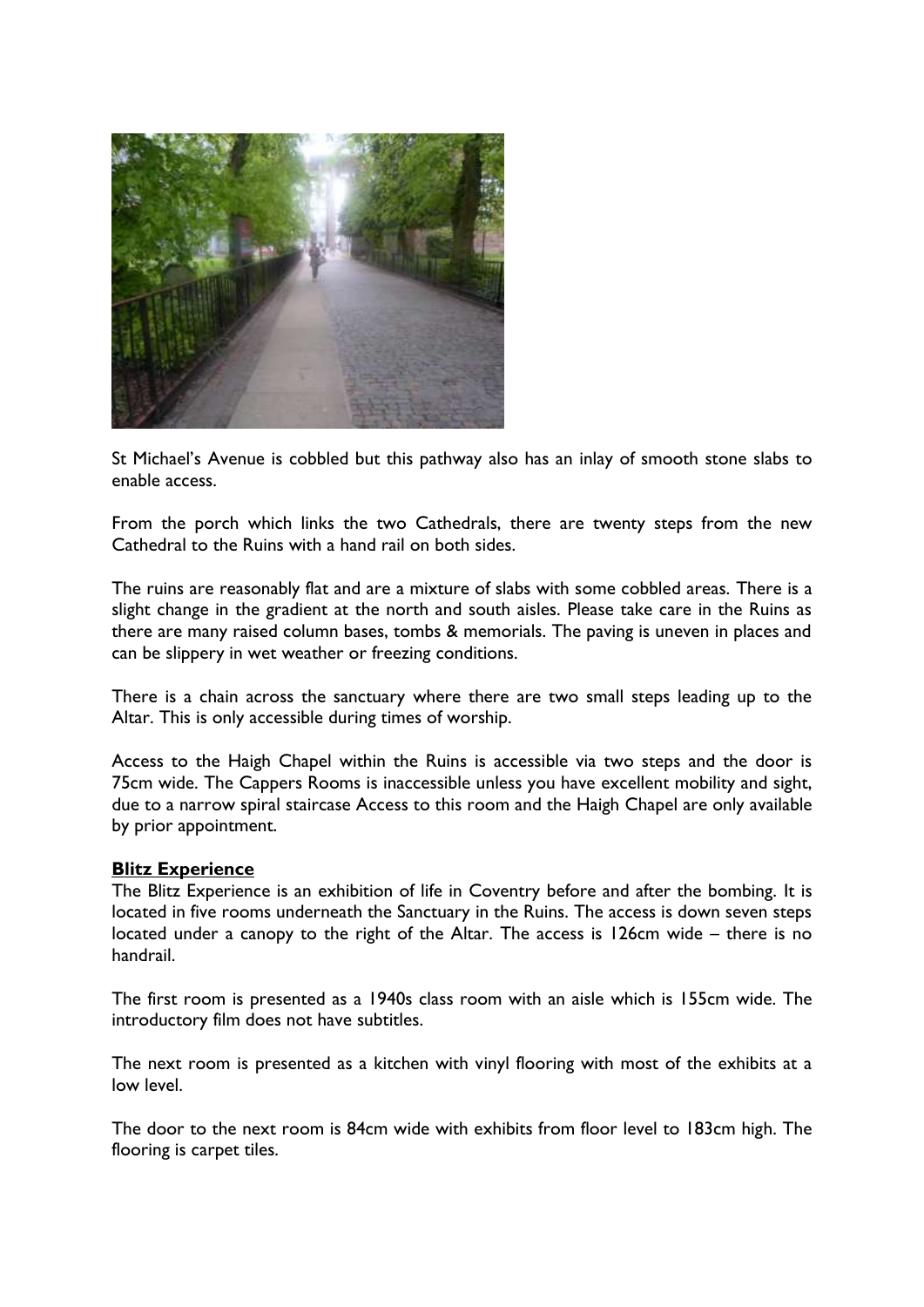St Michael's Avenue is cobbled but this pathway also has an inlay of smooth stone slabs to enable access.

From the porch which links the two Cathedrals, there are twenty steps from the new Cathedral to the Ruins with a hand rail on both sides.

The ruins are reasonably flat and are a mixture of slabs with some cobbled areas. There is a slight change in the gradient at the north and south aisles. Please take care in the Ruins as there are many raised column bases, tombs & memorials. The paving is uneven in places and can be slippery in wet weather or freezing conditions.

There is a chain across the sanctuary where there are two small steps leading up to the Altar. This is only accessible during times of worship.

Access to the Haigh Chapel within the Ruins is accessible via two steps and the door is 75cm wide. The Cappers Rooms is inaccessible unless you have excellent mobility and sight, due to a narrow spiral staircase Access to this room and the Haigh Chapel are only available by prior appointment.

**Blitz Experience**

The Blitz Experience is an exhibition of life in Coventry before and after the bombing. It is located in five rooms underneath the Sanctuary in the Ruins. The access is down seven steps located under a canopy to the right of the Altar. The access is 126cm wide – there is no handrail.

The first room is presented as a 1940s class room with an aisle which is 155cm wide. The introductory film does not have subtitles.

The next room is presented as a kitchen with vinyl flooring with most of the exhibits at a low level.

The door to the next room is 84cm wide with exhibits from floor level to 183cm high. The flooring is carpet tiles.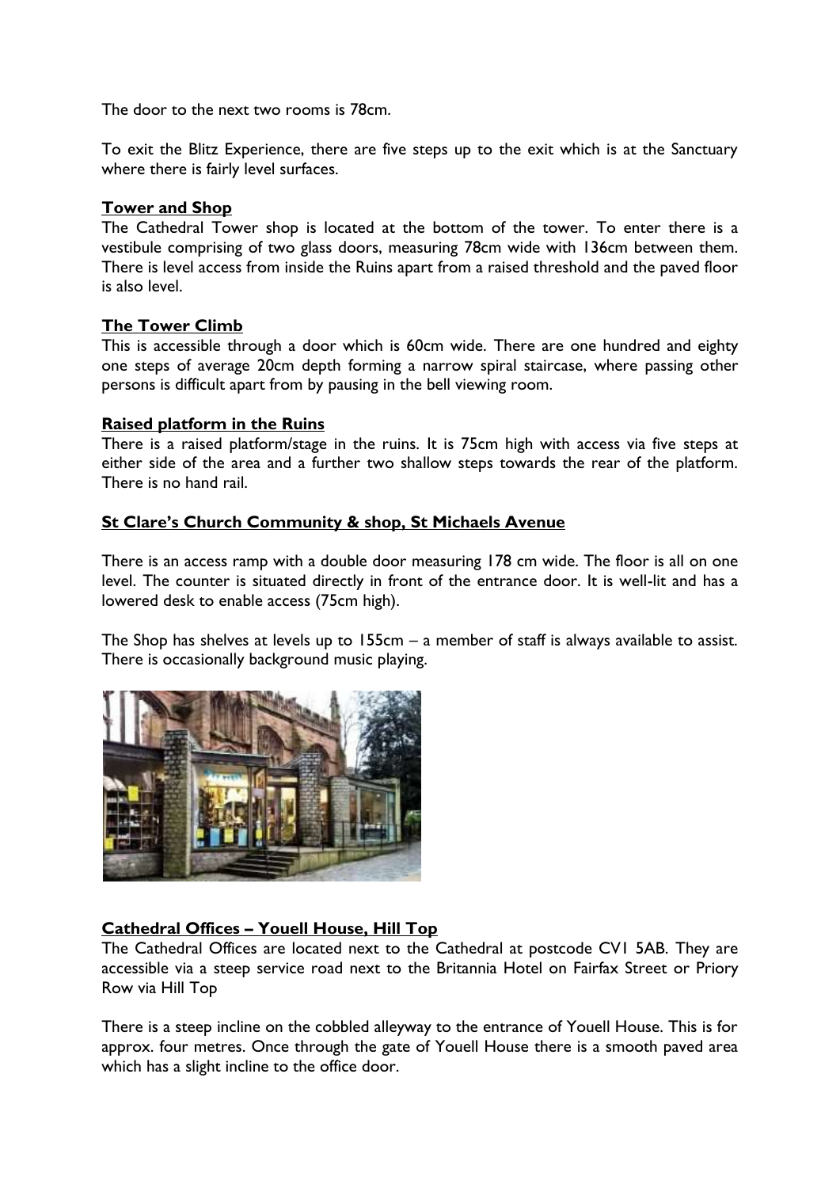The door to the next two rooms is 78cm.

To exit the Blitz Experience, there are five steps up to the exit which is at the Sanctuary where there is fairly level surfaces.

**Tower and Shop**

The Cathedral Tower shop is located at the bottom of the tower. To enter there is a vestibule comprising of two glass doors, measuring 78cm wide with 136cm between them. There is level access from inside the Ruins apart from a raised threshold and the paved floor is also level.

**The Tower Climb**

This is accessible through a door which is 60cm wide. There are one hundred and eighty one steps of average 20cm depth forming a narrow spiral staircase, where passing other persons is difficult apart from by pausing in the bell viewing room.

**Raised platform in the Ruins**

There is a raised platform/stage in the ruins. It is 75cm high with access via five steps at either side of the area and a further two shallow steps towards the rear of the platform. There is no hand rail.

**St Clare's Church Community & shop, St Michaels Avenue**

There is an access ramp with a double door measuring 178 cm wide. The floor is all on one level. The counter is situated directly in front of the entrance door. It is well-lit and has a lowered desk to enable access (75cm high).

The Shop has shelves at levels up to 155cm – a member of staff is always available to assist. There is occasionally background music playing.

**Cathedral Offices – Youell House, Hill Top**

The Cathedral Offices are located next to the Cathedral at postcode CV1 5AB. They are accessible via a steep service road next to the Britannia Hotel on Fairfax Street or Priory Row via Hill Top

There is a steep incline on the cobbled alleyway to the entrance of Youell House. This is for approx. four metres. Once through the gate of Youell House there is a smooth paved area which has a slight incline to the office door.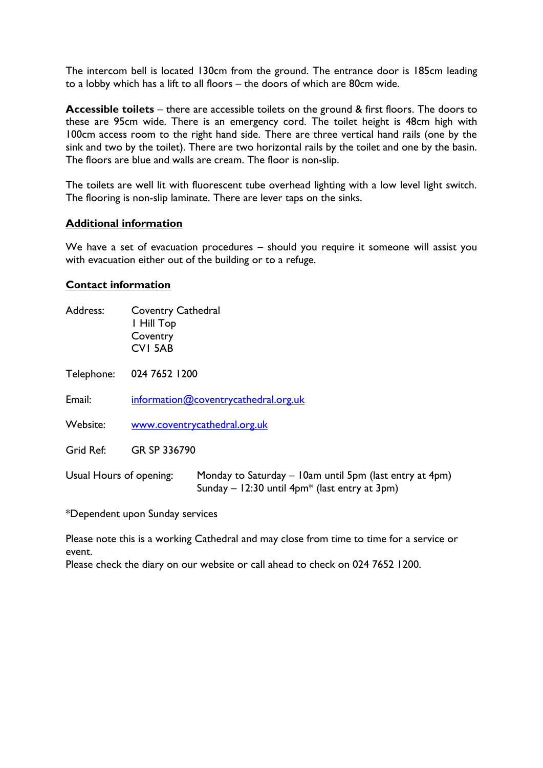The intercom bell is located 130cm from the ground. The entrance door is 185cm leading to a lobby which has a lift to all floors – the doors of which are 80cm wide.

**Accessible toilets** – there are accessible toilets on the ground & first floors. The doors to these are 95cm wide. There is an emergency cord. The toilet height is 48cm high with 100cm access room to the right hand side. There are three vertical hand rails (one by the sink and two by the toilet). There are two horizontal rails by the toilet and one by the basin. The floors are blue and walls are cream. The floor is non-slip.

The toilets are well lit with fluorescent tube overhead lighting with a low level light switch. The flooring is non-slip laminate. There are lever taps on the sinks.

## Additional information

We have a set of evacuation procedures – should you require it someone will assist you with evacuation either out of the building or to a refuge.

## Contact information

Address: Coventry Cathedral
1 Hill Top
Coventry
CV1 5AB

Telephone: 024 7652 1200

Email: information@coventrycathedral.org.uk

Website: www.coventrycathedral.org.uk

Grid Ref: GR SP 336790

Usual Hours of opening: Monday to Saturday – 10am until 5pm (last entry at 4pm)
Sunday – 12:30 until 4pm* (last entry at 3pm)

*Dependent upon Sunday services

Please note this is a working Cathedral and may close from time to time for a service or event.
Please check the diary on our website or call ahead to check on 024 7652 1200.